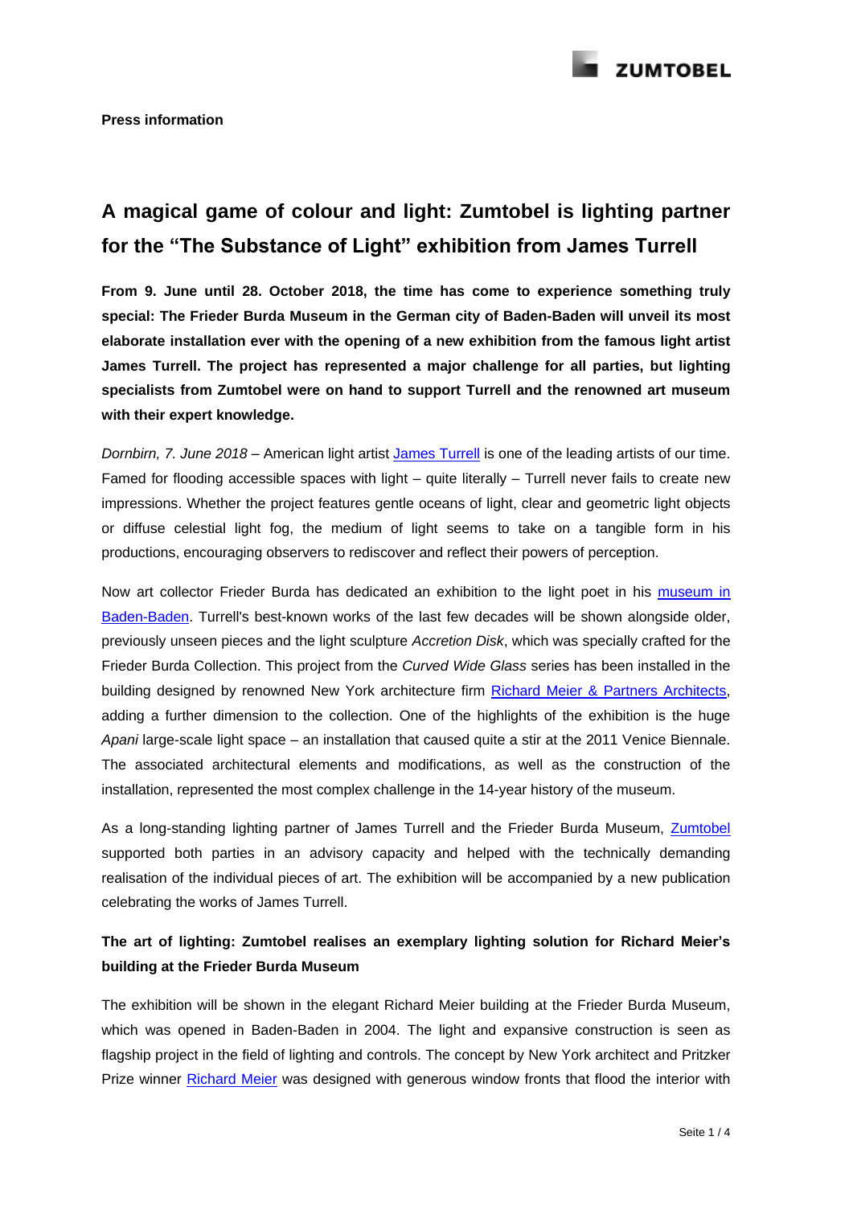**Press information**

# A magical game of colour and light: Zumtobel is lighting partner for the "The Substance of Light" exhibition from James Turrell

**From 9. June until 28. October 2018, the time has come to experience something truly special: The Frieder Burda Museum in the German city of Baden-Baden will unveil its most elaborate installation ever with the opening of a new exhibition from the famous light artist James Turrell. The project has represented a major challenge for all parties, but lighting specialists from Zumtobel were on hand to support Turrell and the renowned art museum with their expert knowledge.**

*Dornbirn, 7. June 2018* – American light artist James Turrell is one of the leading artists of our time. Famed for flooding accessible spaces with light – quite literally – Turrell never fails to create new impressions. Whether the project features gentle oceans of light, clear and geometric light objects or diffuse celestial light fog, the medium of light seems to take on a tangible form in his productions, encouraging observers to rediscover and reflect their powers of perception.

Now art collector Frieder Burda has dedicated an exhibition to the light poet in his museum in Baden-Baden. Turrell's best-known works of the last few decades will be shown alongside older, previously unseen pieces and the light sculpture *Accretion Disk*, which was specially crafted for the Frieder Burda Collection. This project from the *Curved Wide Glass* series has been installed in the building designed by renowned New York architecture firm Richard Meier & Partners Architects, adding a further dimension to the collection. One of the highlights of the exhibition is the huge *Apani* large-scale light space – an installation that caused quite a stir at the 2011 Venice Biennale. The associated architectural elements and modifications, as well as the construction of the installation, represented the most complex challenge in the 14-year history of the museum.

As a long-standing lighting partner of James Turrell and the Frieder Burda Museum, Zumtobel supported both parties in an advisory capacity and helped with the technically demanding realisation of the individual pieces of art. The exhibition will be accompanied by a new publication celebrating the works of James Turrell.

## The art of lighting: Zumtobel realises an exemplary lighting solution for Richard Meier's building at the Frieder Burda Museum

The exhibition will be shown in the elegant Richard Meier building at the Frieder Burda Museum, which was opened in Baden-Baden in 2004. The light and expansive construction is seen as flagship project in the field of lighting and controls. The concept by New York architect and Pritzker Prize winner Richard Meier was designed with generous window fronts that flood the interior with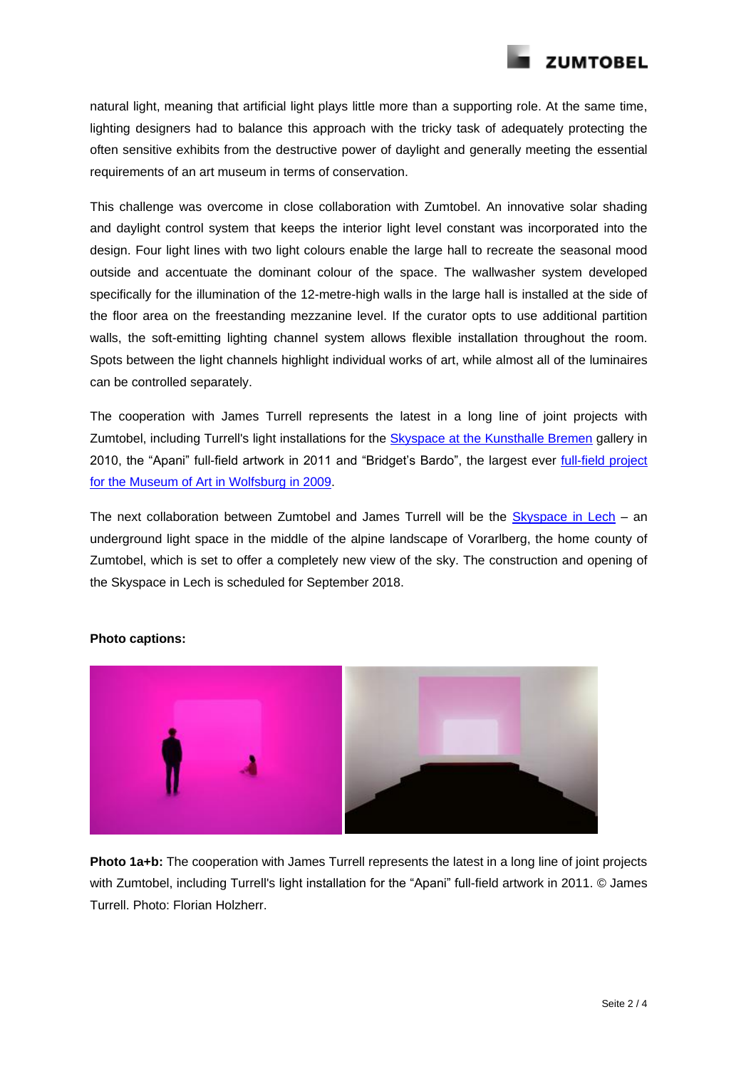natural light, meaning that artificial light plays little more than a supporting role. At the same time, lighting designers had to balance this approach with the tricky task of adequately protecting the often sensitive exhibits from the destructive power of daylight and generally meeting the essential requirements of an art museum in terms of conservation.

This challenge was overcome in close collaboration with Zumtobel. An innovative solar shading and daylight control system that keeps the interior light level constant was incorporated into the design. Four light lines with two light colours enable the large hall to recreate the seasonal mood outside and accentuate the dominant colour of the space. The wallwasher system developed specifically for the illumination of the 12-metre-high walls in the large hall is installed at the side of the floor area on the freestanding mezzanine level. If the curator opts to use additional partition walls, the soft-emitting lighting channel system allows flexible installation throughout the room. Spots between the light channels highlight individual works of art, while almost all of the luminaires can be controlled separately.

The cooperation with James Turrell represents the latest in a long line of joint projects with Zumtobel, including Turrell's light installations for the Skyspace at the Kunsthalle Bremen gallery in 2010, the “Apani” full-field artwork in 2011 and “Bridget’s Bardo”, the largest ever full-field project for the Museum of Art in Wolfsburg in 2009.

The next collaboration between Zumtobel and James Turrell will be the Skyspace in Lech – an underground light space in the middle of the alpine landscape of Vorarlberg, the home county of Zumtobel, which is set to offer a completely new view of the sky. The construction and opening of the Skyspace in Lech is scheduled for September 2018.

**Photo captions:**

**Photo 1a+b:** The cooperation with James Turrell represents the latest in a long line of joint projects with Zumtobel, including Turrell's light installation for the “Apani” full-field artwork in 2011. © James Turrell. Photo: Florian Holzherr.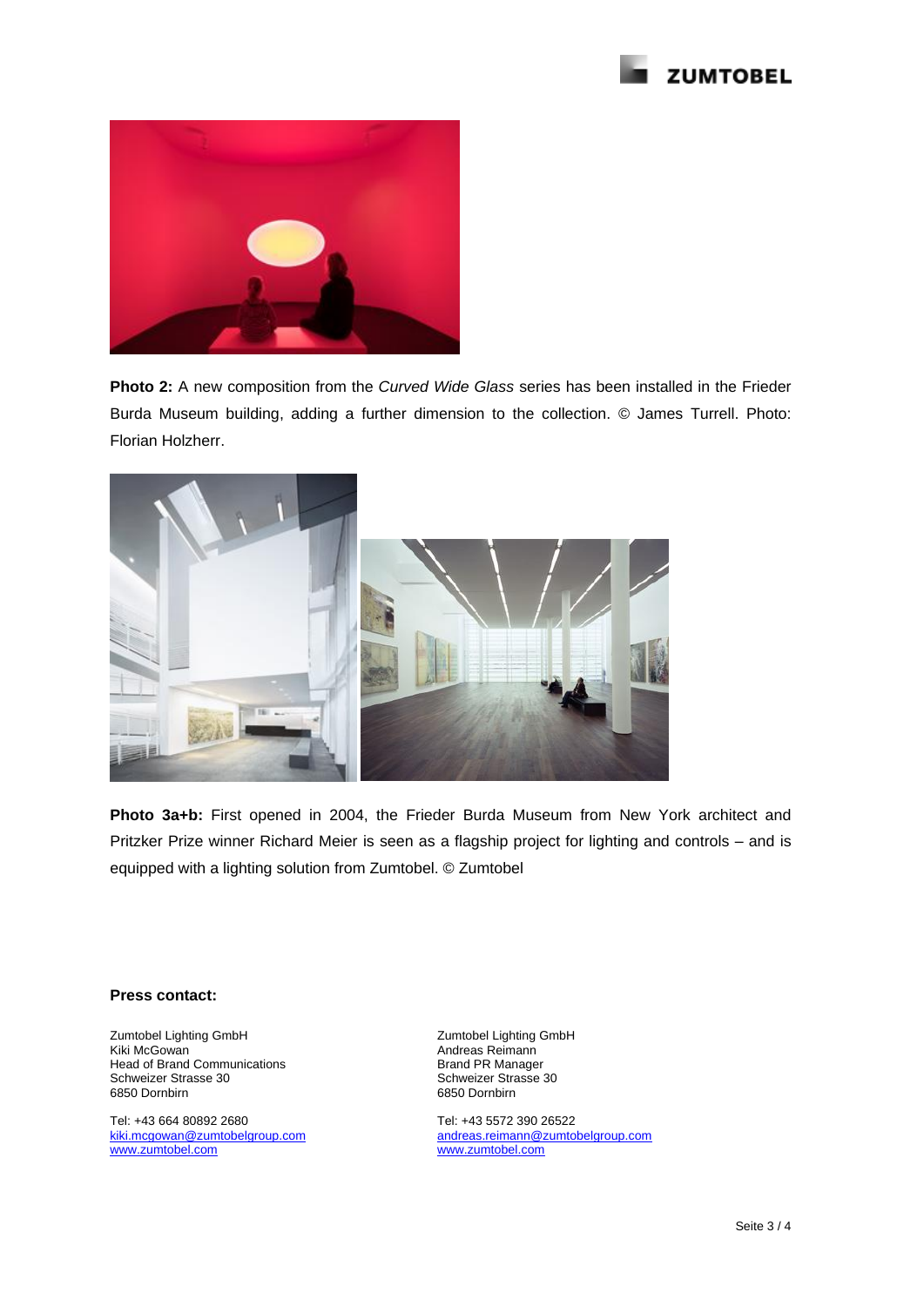**Photo 2:** A new composition from the *Curved Wide Glass* series has been installed in the Frieder Burda Museum building, adding a further dimension to the collection. © James Turrell. Photo: Florian Holzherr.

**Photo 3a+b:** First opened in 2004, the Frieder Burda Museum from New York architect and Pritzker Prize winner Richard Meier is seen as a flagship project for lighting and controls – and is equipped with a lighting solution from Zumtobel. © Zumtobel

**Press contact:**

Zumtobel Lighting GmbH
Kiki McGowan
Head of Brand Communications
Schweizer Strasse 30
6850 Dornbirn

Tel: +43 664 80892 2680
kiki.mcgowan@zumtobelgroup.com
www.zumtobel.com

Zumtobel Lighting GmbH
Andreas Reimann
Brand PR Manager
Schweizer Strasse 30
6850 Dornbirn

Tel: +43 5572 390 26522
andreas.reimann@zumtobelgroup.com
www.zumtobel.com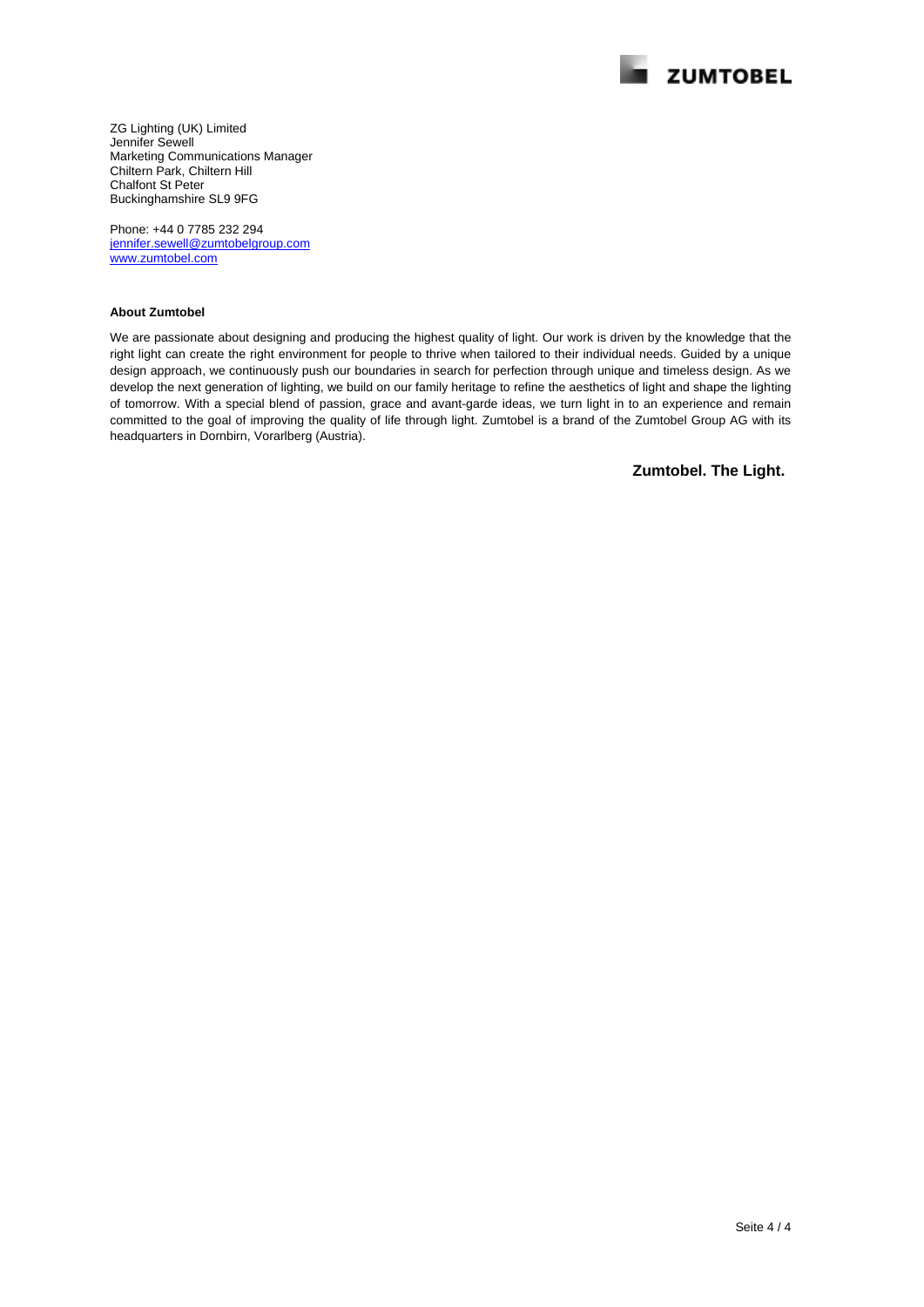ZG Lighting (UK) Limited
Jennifer Sewell
Marketing Communications Manager
Chiltern Park, Chiltern Hill
Chalfont St Peter
Buckinghamshire SL9 9FG

Phone: +44 0 7785 232 294
jennifer.sewell@zumtobelgroup.com
www.zumtobel.com

**About Zumtobel**

We are passionate about designing and producing the highest quality of light. Our work is driven by the knowledge that the right light can create the right environment for people to thrive when tailored to their individual needs. Guided by a unique design approach, we continuously push our boundaries in search for perfection through unique and timeless design. As we develop the next generation of lighting, we build on our family heritage to refine the aesthetics of light and shape the lighting of tomorrow. With a special blend of passion, grace and avant-garde ideas, we turn light in to an experience and remain committed to the goal of improving the quality of life through light. Zumtobel is a brand of the Zumtobel Group AG with its headquarters in Dornbirn, Vorarlberg (Austria).

**Zumtobel. The Light.**